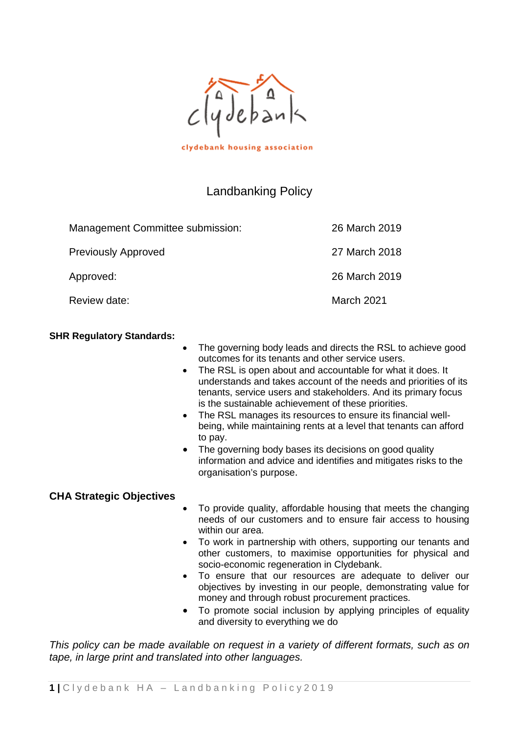clydebank housing association

# Landbanking Policy

| | |
|---|---|
| Management Committee submission: | 26 March 2019 |
| Previously Approved | 27 March 2018 |
| Approved: | 26 March 2019 |
| Review date: | March 2021 |

**SHR Regulatory Standards:**

- The governing body leads and directs the RSL to achieve good outcomes for its tenants and other service users.
- The RSL is open about and accountable for what it does. It understands and takes account of the needs and priorities of its tenants, service users and stakeholders. And its primary focus is the sustainable achievement of these priorities.
- The RSL manages its resources to ensure its financial well-being, while maintaining rents at a level that tenants can afford to pay.
- The governing body bases its decisions on good quality information and advice and identifies and mitigates risks to the organisation's purpose.

**CHA Strategic Objectives**

- To provide quality, affordable housing that meets the changing needs of our customers and to ensure fair access to housing within our area.
- To work in partnership with others, supporting our tenants and other customers, to maximise opportunities for physical and socio-economic regeneration in Clydebank.
- To ensure that our resources are adequate to deliver our objectives by investing in our people, demonstrating value for money and through robust procurement practices.
- To promote social inclusion by applying principles of equality and diversity to everything we do

*This policy can be made available on request in a variety of different formats, such as on tape, in large print and translated into other languages.*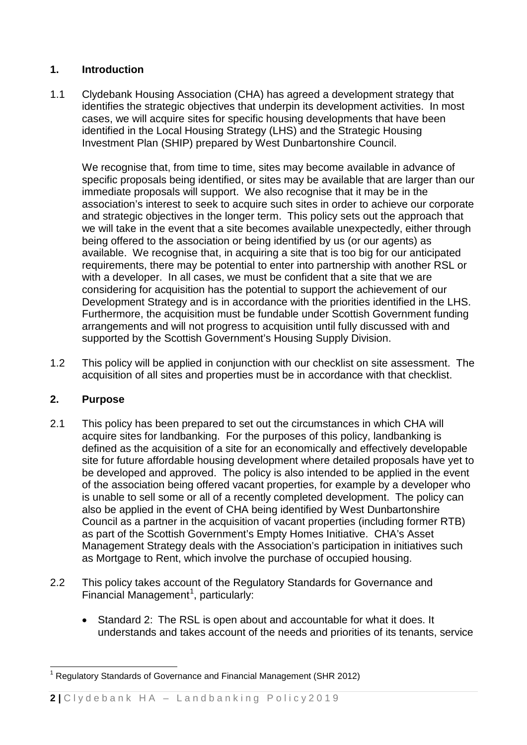## 1. Introduction

1.1 Clydebank Housing Association (CHA) has agreed a development strategy that identifies the strategic objectives that underpin its development activities. In most cases, we will acquire sites for specific housing developments that have been identified in the Local Housing Strategy (LHS) and the Strategic Housing Investment Plan (SHIP) prepared by West Dunbartonshire Council.

We recognise that, from time to time, sites may become available in advance of specific proposals being identified, or sites may be available that are larger than our immediate proposals will support. We also recognise that it may be in the association's interest to seek to acquire such sites in order to achieve our corporate and strategic objectives in the longer term. This policy sets out the approach that we will take in the event that a site becomes available unexpectedly, either through being offered to the association or being identified by us (or our agents) as available. We recognise that, in acquiring a site that is too big for our anticipated requirements, there may be potential to enter into partnership with another RSL or with a developer. In all cases, we must be confident that a site that we are considering for acquisition has the potential to support the achievement of our Development Strategy and is in accordance with the priorities identified in the LHS. Furthermore, the acquisition must be fundable under Scottish Government funding arrangements and will not progress to acquisition until fully discussed with and supported by the Scottish Government's Housing Supply Division.

1.2 This policy will be applied in conjunction with our checklist on site assessment. The acquisition of all sites and properties must be in accordance with that checklist.

## 2. Purpose

2.1 This policy has been prepared to set out the circumstances in which CHA will acquire sites for landbanking. For the purposes of this policy, landbanking is defined as the acquisition of a site for an economically and effectively developable site for future affordable housing development where detailed proposals have yet to be developed and approved. The policy is also intended to be applied in the event of the association being offered vacant properties, for example by a developer who is unable to sell some or all of a recently completed development. The policy can also be applied in the event of CHA being identified by West Dunbartonshire Council as a partner in the acquisition of vacant properties (including former RTB) as part of the Scottish Government's Empty Homes Initiative. CHA's Asset Management Strategy deals with the Association's participation in initiatives such as Mortgage to Rent, which involve the purchase of occupied housing.

2.2 This policy takes account of the Regulatory Standards for Governance and Financial Management[1], particularly:

- Standard 2: The RSL is open about and accountable for what it does. It understands and takes account of the needs and priorities of its tenants, service

[1] Regulatory Standards of Governance and Financial Management (SHR 2012)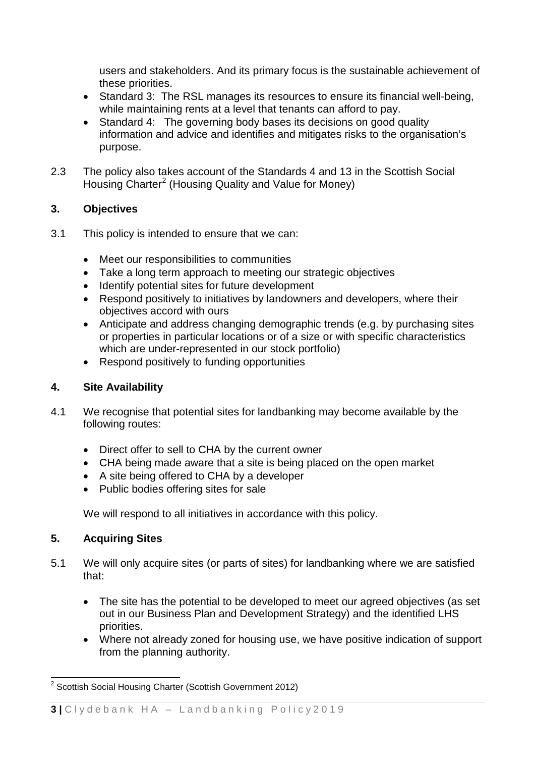users and stakeholders. And its primary focus is the sustainable achievement of these priorities.

- Standard 3: The RSL manages its resources to ensure its financial well-being, while maintaining rents at a level that tenants can afford to pay.
- Standard 4: The governing body bases its decisions on good quality information and advice and identifies and mitigates risks to the organisation's purpose.

2.3 The policy also takes account of the Standards 4 and 13 in the Scottish Social Housing Charter[2] (Housing Quality and Value for Money)

## 3. Objectives

3.1 This policy is intended to ensure that we can:

- Meet our responsibilities to communities
- Take a long term approach to meeting our strategic objectives
- Identify potential sites for future development
- Respond positively to initiatives by landowners and developers, where their objectives accord with ours
- Anticipate and address changing demographic trends (e.g. by purchasing sites or properties in particular locations or of a size or with specific characteristics which are under-represented in our stock portfolio)
- Respond positively to funding opportunities

## 4. Site Availability

4.1 We recognise that potential sites for landbanking may become available by the following routes:

- Direct offer to sell to CHA by the current owner
- CHA being made aware that a site is being placed on the open market
- A site being offered to CHA by a developer
- Public bodies offering sites for sale

We will respond to all initiatives in accordance with this policy.

## 5. Acquiring Sites

5.1 We will only acquire sites (or parts of sites) for landbanking where we are satisfied that:

- The site has the potential to be developed to meet our agreed objectives (as set out in our Business Plan and Development Strategy) and the identified LHS priorities.
- Where not already zoned for housing use, we have positive indication of support from the planning authority.

---

[2] Scottish Social Housing Charter (Scottish Government 2012)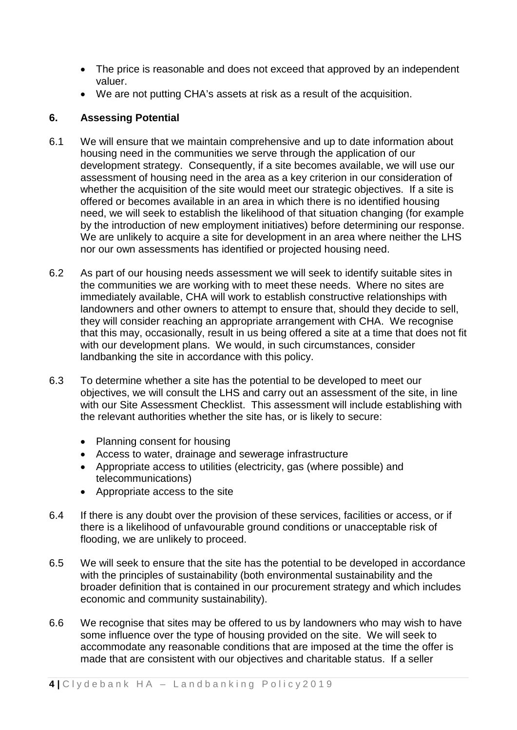- The price is reasonable and does not exceed that approved by an independent valuer.
- We are not putting CHA's assets at risk as a result of the acquisition.

## 6. Assessing Potential

6.1 We will ensure that we maintain comprehensive and up to date information about housing need in the communities we serve through the application of our development strategy. Consequently, if a site becomes available, we will use our assessment of housing need in the area as a key criterion in our consideration of whether the acquisition of the site would meet our strategic objectives. If a site is offered or becomes available in an area in which there is no identified housing need, we will seek to establish the likelihood of that situation changing (for example by the introduction of new employment initiatives) before determining our response. We are unlikely to acquire a site for development in an area where neither the LHS nor our own assessments has identified or projected housing need.

6.2 As part of our housing needs assessment we will seek to identify suitable sites in the communities we are working with to meet these needs. Where no sites are immediately available, CHA will work to establish constructive relationships with landowners and other owners to attempt to ensure that, should they decide to sell, they will consider reaching an appropriate arrangement with CHA. We recognise that this may, occasionally, result in us being offered a site at a time that does not fit with our development plans. We would, in such circumstances, consider landbanking the site in accordance with this policy.

6.3 To determine whether a site has the potential to be developed to meet our objectives, we will consult the LHS and carry out an assessment of the site, in line with our Site Assessment Checklist. This assessment will include establishing with the relevant authorities whether the site has, or is likely to secure:

- Planning consent for housing
- Access to water, drainage and sewerage infrastructure
- Appropriate access to utilities (electricity, gas (where possible) and telecommunications)
- Appropriate access to the site

6.4 If there is any doubt over the provision of these services, facilities or access, or if there is a likelihood of unfavourable ground conditions or unacceptable risk of flooding, we are unlikely to proceed.

6.5 We will seek to ensure that the site has the potential to be developed in accordance with the principles of sustainability (both environmental sustainability and the broader definition that is contained in our procurement strategy and which includes economic and community sustainability).

6.6 We recognise that sites may be offered to us by landowners who may wish to have some influence over the type of housing provided on the site. We will seek to accommodate any reasonable conditions that are imposed at the time the offer is made that are consistent with our objectives and charitable status. If a seller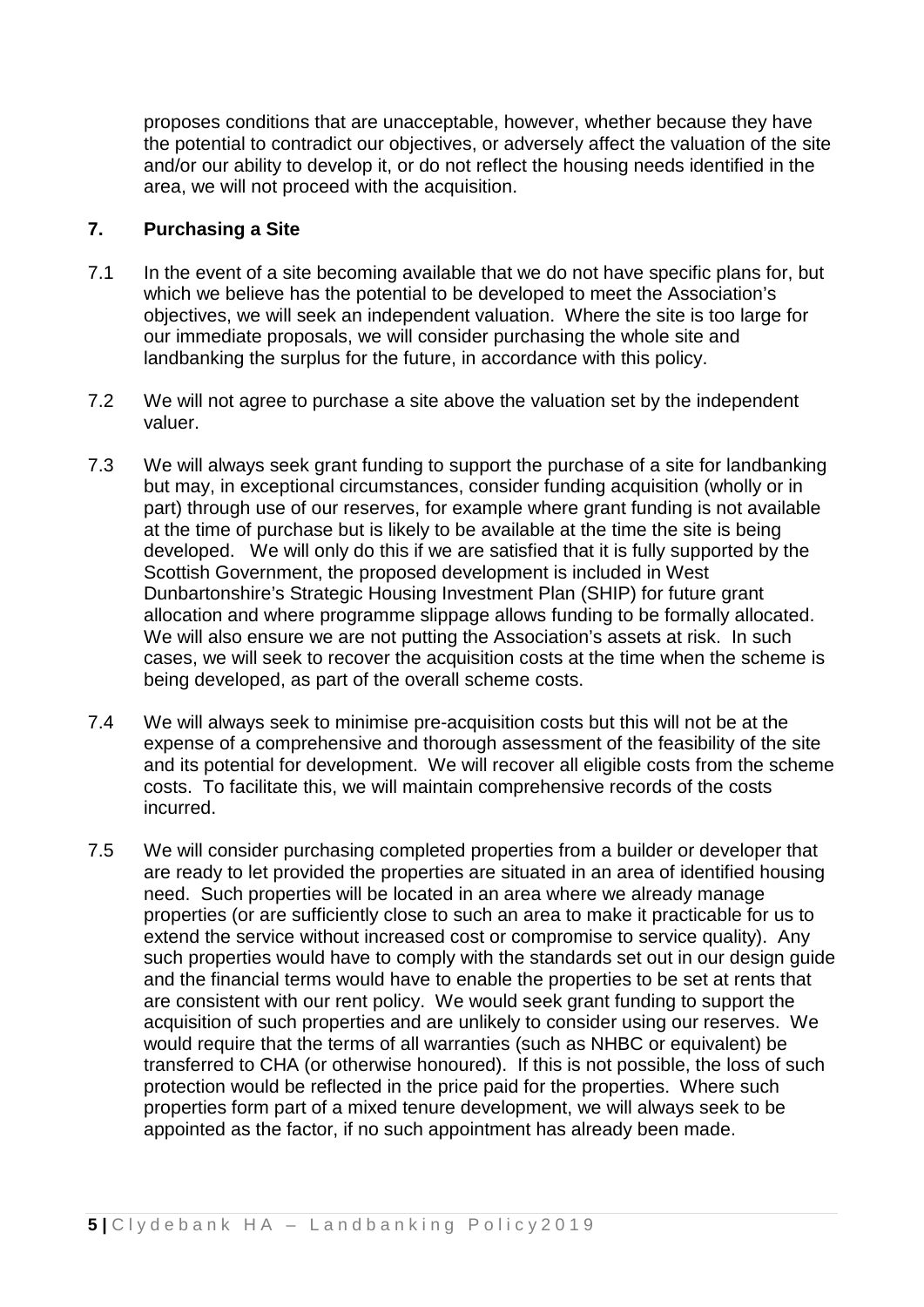proposes conditions that are unacceptable, however, whether because they have the potential to contradict our objectives, or adversely affect the valuation of the site and/or our ability to develop it, or do not reflect the housing needs identified in the area, we will not proceed with the acquisition.

## 7. Purchasing a Site

7.1 In the event of a site becoming available that we do not have specific plans for, but which we believe has the potential to be developed to meet the Association's objectives, we will seek an independent valuation. Where the site is too large for our immediate proposals, we will consider purchasing the whole site and landbanking the surplus for the future, in accordance with this policy.

7.2 We will not agree to purchase a site above the valuation set by the independent valuer.

7.3 We will always seek grant funding to support the purchase of a site for landbanking but may, in exceptional circumstances, consider funding acquisition (wholly or in part) through use of our reserves, for example where grant funding is not available at the time of purchase but is likely to be available at the time the site is being developed. We will only do this if we are satisfied that it is fully supported by the Scottish Government, the proposed development is included in West Dunbartonshire's Strategic Housing Investment Plan (SHIP) for future grant allocation and where programme slippage allows funding to be formally allocated. We will also ensure we are not putting the Association's assets at risk. In such cases, we will seek to recover the acquisition costs at the time when the scheme is being developed, as part of the overall scheme costs.

7.4 We will always seek to minimise pre-acquisition costs but this will not be at the expense of a comprehensive and thorough assessment of the feasibility of the site and its potential for development. We will recover all eligible costs from the scheme costs. To facilitate this, we will maintain comprehensive records of the costs incurred.

7.5 We will consider purchasing completed properties from a builder or developer that are ready to let provided the properties are situated in an area of identified housing need. Such properties will be located in an area where we already manage properties (or are sufficiently close to such an area to make it practicable for us to extend the service without increased cost or compromise to service quality). Any such properties would have to comply with the standards set out in our design guide and the financial terms would have to enable the properties to be set at rents that are consistent with our rent policy. We would seek grant funding to support the acquisition of such properties and are unlikely to consider using our reserves. We would require that the terms of all warranties (such as NHBC or equivalent) be transferred to CHA (or otherwise honoured). If this is not possible, the loss of such protection would be reflected in the price paid for the properties. Where such properties form part of a mixed tenure development, we will always seek to be appointed as the factor, if no such appointment has already been made.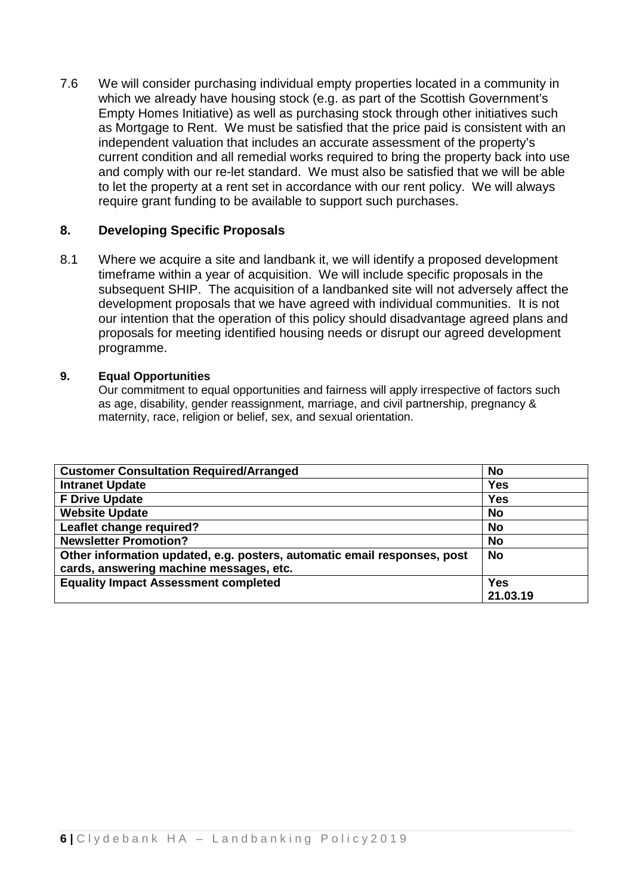7.6 We will consider purchasing individual empty properties located in a community in which we already have housing stock (e.g. as part of the Scottish Government's Empty Homes Initiative) as well as purchasing stock through other initiatives such as Mortgage to Rent. We must be satisfied that the price paid is consistent with an independent valuation that includes an accurate assessment of the property's current condition and all remedial works required to bring the property back into use and comply with our re-let standard. We must also be satisfied that we will be able to let the property at a rent set in accordance with our rent policy. We will always require grant funding to be available to support such purchases.

## 8. Developing Specific Proposals

8.1 Where we acquire a site and landbank it, we will identify a proposed development timeframe within a year of acquisition. We will include specific proposals in the subsequent SHIP. The acquisition of a landbanked site will not adversely affect the development proposals that we have agreed with individual communities. It is not our intention that the operation of this policy should disadvantage agreed plans and proposals for meeting identified housing needs or disrupt our agreed development programme.

## 9. Equal Opportunities

Our commitment to equal opportunities and fairness will apply irrespective of factors such as age, disability, gender reassignment, marriage, and civil partnership, pregnancy & maternity, race, religion or belief, sex, and sexual orientation.

| | |
|---|---|
| **Customer Consultation Required/Arranged** | **No** |
| **Intranet Update** | **Yes** |
| **F Drive Update** | **Yes** |
| **Website Update** | **No** |
| **Leaflet change required?** | **No** |
| **Newsletter Promotion?** | **No** |
| **Other information updated, e.g. posters, automatic email responses, post cards, answering machine messages, etc.** | **No** |
| **Equality Impact Assessment completed** | **Yes 21.03.19** |